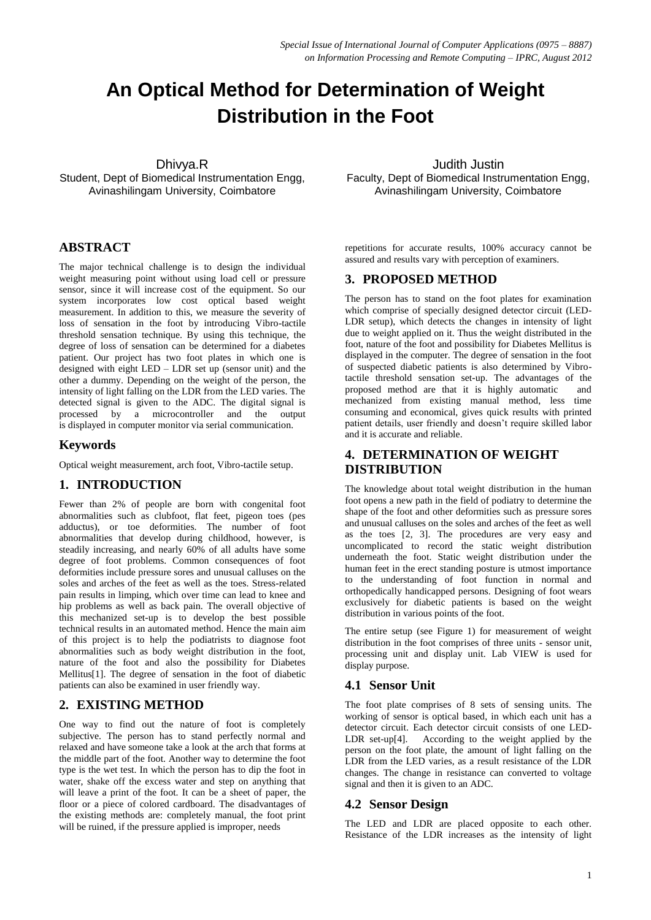# An Optical Method for Determination of Weight Distribution in the Foot

Dhivya.R
Student, Dept of Biomedical Instrumentation Engg, Avinashilingam University, Coimbatore

Judith Justin
Faculty, Dept of Biomedical Instrumentation Engg, Avinashilingam University, Coimbatore

## ABSTRACT

The major technical challenge is to design the individual weight measuring point without using load cell or pressure sensor, since it will increase cost of the equipment. So our system incorporates low cost optical based weight measurement. In addition to this, we measure the severity of loss of sensation in the foot by introducing Vibro-tactile threshold sensation technique. By using this technique, the degree of loss of sensation can be determined for a diabetes patient. Our project has two foot plates in which one is designed with eight LED – LDR set up (sensor unit) and the other a dummy. Depending on the weight of the person, the intensity of light falling on the LDR from the LED varies. The detected signal is given to the ADC. The digital signal is processed by a microcontroller and the output is displayed in computer monitor via serial communication.

## Keywords

Optical weight measurement, arch foot, Vibro-tactile setup.

## 1. INTRODUCTION

Fewer than 2% of people are born with congenital foot abnormalities such as clubfoot, flat feet, pigeon toes (pes adductus), or toe deformities. The number of foot abnormalities that develop during childhood, however, is steadily increasing, and nearly 60% of all adults have some degree of foot problems. Common consequences of foot deformities include pressure sores and unusual calluses on the soles and arches of the feet as well as the toes. Stress-related pain results in limping, which over time can lead to knee and hip problems as well as back pain. The overall objective of this mechanized set-up is to develop the best possible technical results in an automated method. Hence the main aim of this project is to help the podiatrists to diagnose foot abnormalities such as body weight distribution in the foot, nature of the foot and also the possibility for Diabetes Mellitus[1]. The degree of sensation in the foot of diabetic patients can also be examined in user friendly way.

## 2. EXISTING METHOD

One way to find out the nature of foot is completely subjective. The person has to stand perfectly normal and relaxed and have someone take a look at the arch that forms at the middle part of the foot. Another way to determine the foot type is the wet test. In which the person has to dip the foot in water, shake off the excess water and step on anything that will leave a print of the foot. It can be a sheet of paper, the floor or a piece of colored cardboard. The disadvantages of the existing methods are: completely manual, the foot print will be ruined, if the pressure applied is improper, needs repetitions for accurate results, 100% accuracy cannot be assured and results vary with perception of examiners.

## 3. PROPOSED METHOD

The person has to stand on the foot plates for examination which comprise of specially designed detector circuit (LED-LDR setup), which detects the changes in intensity of light due to weight applied on it. Thus the weight distributed in the foot, nature of the foot and possibility for Diabetes Mellitus is displayed in the computer. The degree of sensation in the foot of suspected diabetic patients is also determined by Vibro-tactile threshold sensation set-up. The advantages of the proposed method are that it is highly automatic and mechanized from existing manual method, less time consuming and economical, gives quick results with printed patient details, user friendly and doesn't require skilled labor and it is accurate and reliable.

## 4. DETERMINATION OF WEIGHT DISTRIBUTION

The knowledge about total weight distribution in the human foot opens a new path in the field of podiatry to determine the shape of the foot and other deformities such as pressure sores and unusual calluses on the soles and arches of the feet as well as the toes [2, 3]. The procedures are very easy and uncomplicated to record the static weight distribution underneath the foot. Static weight distribution under the human feet in the erect standing posture is utmost importance to the understanding of foot function in normal and orthopedically handicapped persons. Designing of foot wears exclusively for diabetic patients is based on the weight distribution in various points of the foot.

The entire setup (see Figure 1) for measurement of weight distribution in the foot comprises of three units - sensor unit, processing unit and display unit. Lab VIEW is used for display purpose.

### 4.1 Sensor Unit

The foot plate comprises of 8 sets of sensing units. The working of sensor is optical based, in which each unit has a detector circuit. Each detector circuit consists of one LED-LDR set-up[4]. According to the weight applied by the person on the foot plate, the amount of light falling on the LDR from the LED varies, as a result resistance of the LDR changes. The change in resistance can converted to voltage signal and then it is given to an ADC.

### 4.2 Sensor Design

The LED and LDR are placed opposite to each other. Resistance of the LDR increases as the intensity of light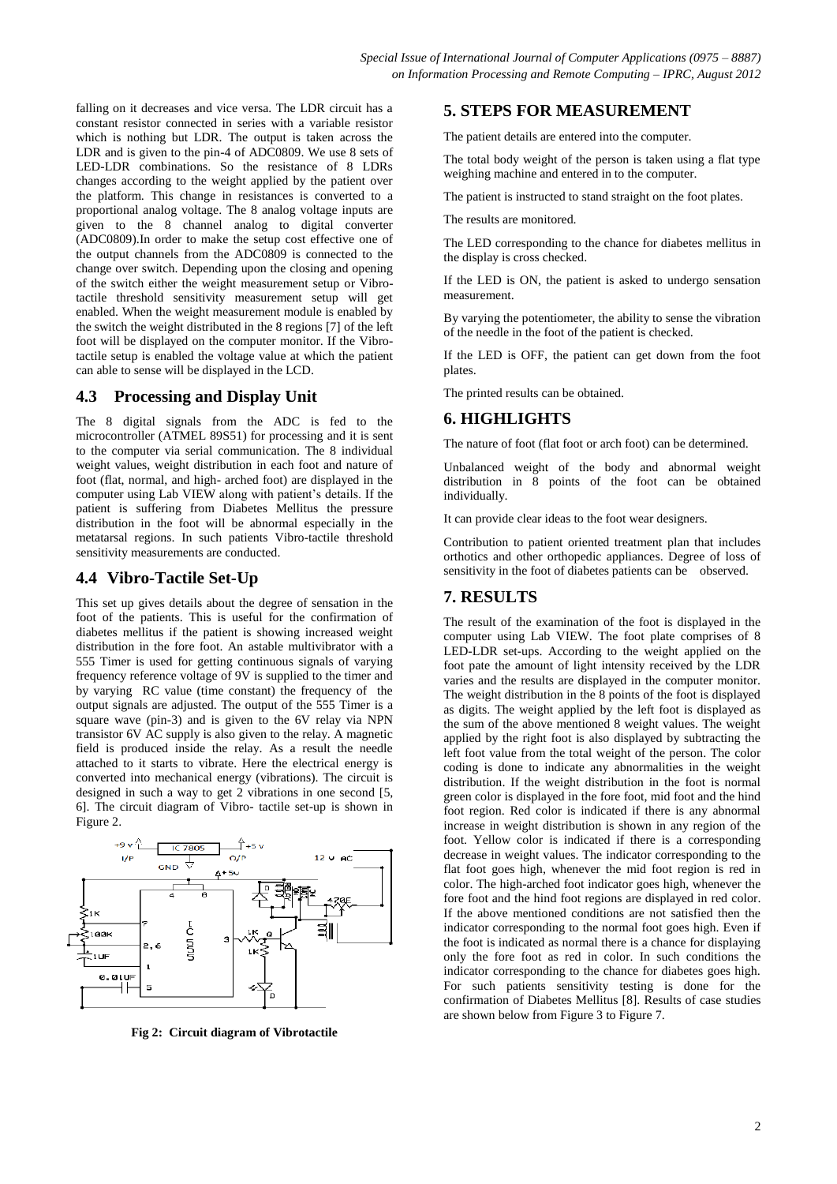falling on it decreases and vice versa. The LDR circuit has a constant resistor connected in series with a variable resistor which is nothing but LDR. The output is taken across the LDR and is given to the pin-4 of ADC0809. We use 8 sets of LED-LDR combinations. So the resistance of 8 LDRs changes according to the weight applied by the patient over the platform. This change in resistances is converted to a proportional analog voltage. The 8 analog voltage inputs are given to the 8 channel analog to digital converter (ADC0809).In order to make the setup cost effective one of the output channels from the ADC0809 is connected to the change over switch. Depending upon the closing and opening of the switch either the weight measurement setup or Vibro-tactile threshold sensitivity measurement setup will get enabled. When the weight measurement module is enabled by the switch the weight distributed in the 8 regions [7] of the left foot will be displayed on the computer monitor. If the Vibro-tactile setup is enabled the voltage value at which the patient can able to sense will be displayed in the LCD.

## 4.3 Processing and Display Unit

The 8 digital signals from the ADC is fed to the microcontroller (ATMEL 89S51) for processing and it is sent to the computer via serial communication. The 8 individual weight values, weight distribution in each foot and nature of foot (flat, normal, and high- arched foot) are displayed in the computer using Lab VIEW along with patient's details. If the patient is suffering from Diabetes Mellitus the pressure distribution in the foot will be abnormal especially in the metatarsal regions. In such patients Vibro-tactile threshold sensitivity measurements are conducted.

## 4.4 Vibro-Tactile Set-Up

This set up gives details about the degree of sensation in the foot of the patients. This is useful for the confirmation of diabetes mellitus if the patient is showing increased weight distribution in the fore foot. An astable multivibrator with a 555 Timer is used for getting continuous signals of varying frequency reference voltage of 9V is supplied to the timer and by varying RC value (time constant) the frequency of the output signals are adjusted. The output of the 555 Timer is a square wave (pin-3) and is given to the 6V relay via NPN transistor 6V AC supply is also given to the relay. A magnetic field is produced inside the relay. As a result the needle attached to it starts to vibrate. Here the electrical energy is converted into mechanical energy (vibrations). The circuit is designed in such a way to get 2 vibrations in one second [5, 6]. The circuit diagram of Vibro- tactile set-up is shown in Figure 2.

**Fig 2: Circuit diagram of Vibrotactile**

## 5. STEPS FOR MEASUREMENT

The patient details are entered into the computer.

The total body weight of the person is taken using a flat type weighing machine and entered in to the computer.

The patient is instructed to stand straight on the foot plates.

The results are monitored.

The LED corresponding to the chance for diabetes mellitus in the display is cross checked.

If the LED is ON, the patient is asked to undergo sensation measurement.

By varying the potentiometer, the ability to sense the vibration of the needle in the foot of the patient is checked.

If the LED is OFF, the patient can get down from the foot plates.

The printed results can be obtained.

## 6. HIGHLIGHTS

The nature of foot (flat foot or arch foot) can be determined.

Unbalanced weight of the body and abnormal weight distribution in 8 points of the foot can be obtained individually.

It can provide clear ideas to the foot wear designers.

Contribution to patient oriented treatment plan that includes orthotics and other orthopedic appliances. Degree of loss of sensitivity in the foot of diabetes patients can be observed.

## 7. RESULTS

The result of the examination of the foot is displayed in the computer using Lab VIEW. The foot plate comprises of 8 LED-LDR set-ups. According to the weight applied on the foot plate the amount of light intensity received by the LDR varies and the results are displayed in the computer monitor. The weight distribution in the 8 points of the foot is displayed as digits. The weight applied by the left foot is displayed as the sum of the above mentioned 8 weight values. The weight applied by the right foot is also displayed by subtracting the left foot value from the total weight of the person. The color coding is done to indicate any abnormalities in the weight distribution. If the weight distribution in the foot is normal green color is displayed in the fore foot, mid foot and the hind foot region. Red color is indicated if there is any abnormal increase in weight distribution is shown in any region of the foot. Yellow color is indicated if there is a corresponding decrease in weight values. The indicator corresponding to the flat foot goes high, whenever the mid foot region is red in color. The high-arched foot indicator goes high, whenever the fore foot and the hind foot regions are displayed in red color. If the above mentioned conditions are not satisfied then the indicator corresponding to the normal foot goes high. Even if the foot is indicated as normal there is a chance for displaying only the fore foot as red in color. In such conditions the indicator corresponding to the chance for diabetes goes high. For such patients sensitivity testing is done for the confirmation of Diabetes Mellitus [8]. Results of case studies are shown below from Figure 3 to Figure 7.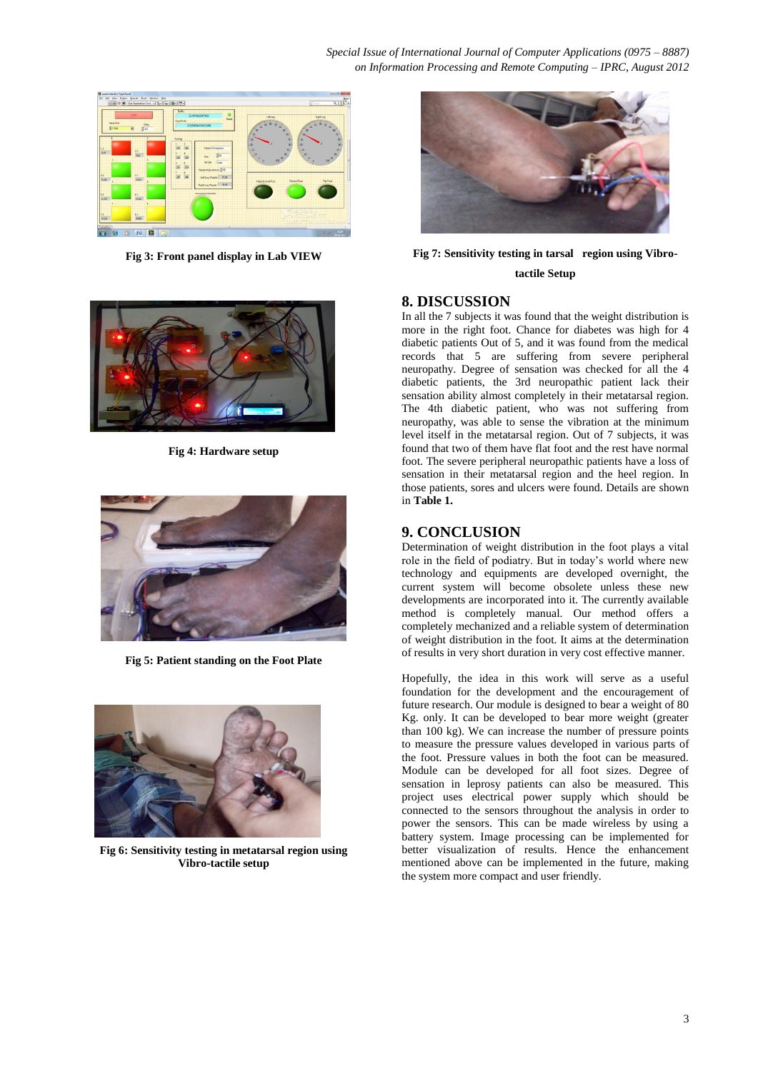Fig 3: Front panel display in Lab VIEW

Fig 4: Hardware setup

Fig 5: Patient standing on the Foot Plate

Fig 6: Sensitivity testing in metatarsal region using Vibro-tactile setup

Fig 7: Sensitivity testing in tarsal region using Vibro-tactile Setup

## 8. DISCUSSION

In all the 7 subjects it was found that the weight distribution is more in the right foot. Chance for diabetes was high for 4 diabetic patients Out of 5, and it was found from the medical records that 5 are suffering from severe peripheral neuropathy. Degree of sensation was checked for all the 4 diabetic patients, the 3rd neuropathic patient lack their sensation ability almost completely in their metatarsal region. The 4th diabetic patient, who was not suffering from neuropathy, was able to sense the vibration at the minimum level itself in the metatarsal region. Out of 7 subjects, it was found that two of them have flat foot and the rest have normal foot. The severe peripheral neuropathic patients have a loss of sensation in their metatarsal region and the heel region. In those patients, sores and ulcers were found. Details are shown in **Table 1.**

## 9. CONCLUSION

Determination of weight distribution in the foot plays a vital role in the field of podiatry. But in today's world where new technology and equipments are developed overnight, the current system will become obsolete unless these new developments are incorporated into it. The currently available method is completely manual. Our method offers a completely mechanized and a reliable system of determination of weight distribution in the foot. It aims at the determination of results in very short duration in very cost effective manner.

Hopefully, the idea in this work will serve as a useful foundation for the development and the encouragement of future research. Our module is designed to bear a weight of 80 Kg. only. It can be developed to bear more weight (greater than 100 kg). We can increase the number of pressure points to measure the pressure values developed in various parts of the foot. Pressure values in both the foot can be measured. Module can be developed for all foot sizes. Degree of sensation in leprosy patients can also be measured. This project uses electrical power supply which should be connected to the sensors throughout the analysis in order to power the sensors. This can be made wireless by using a battery system. Image processing can be implemented for better visualization of results. Hence the enhancement mentioned above can be implemented in the future, making the system more compact and user friendly.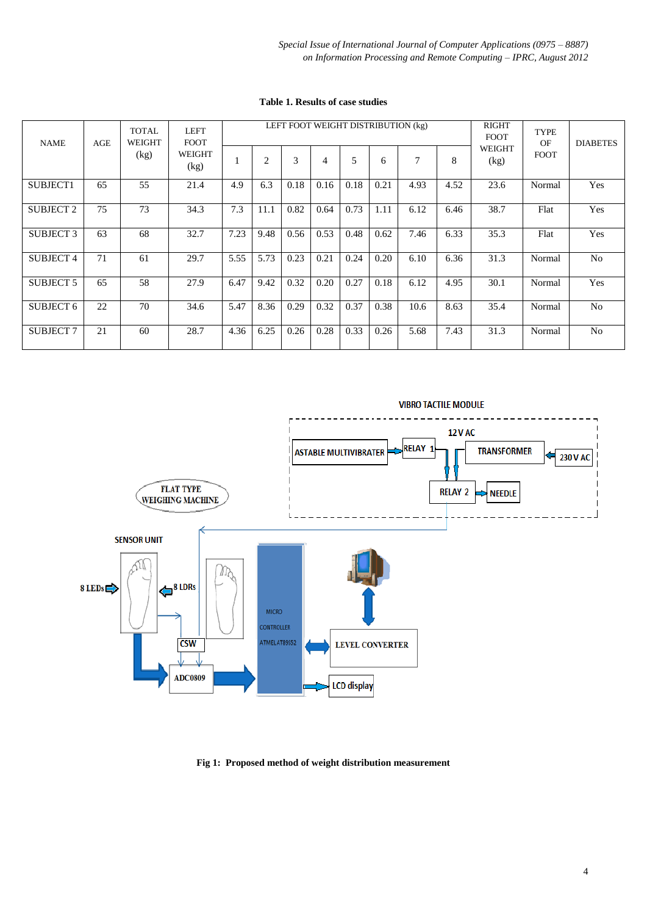**Table 1. Results of case studies**

| NAME | AGE | TOTAL WEIGHT (kg) | LEFT FOOT WEIGHT (kg) | LEFT FOOT WEIGHT DISTRIBUTION (kg) | | | | | | | | RIGHT FOOT WEIGHT (kg) | TYPE OF FOOT | DIABETES |
|---|---|---|---|---|---|---|---|---|---|---|---|---|---|---|
| | | | | 1 | 2 | 3 | 4 | 5 | 6 | 7 | 8 | | | |
| SUBJECT1 | 65 | 55 | 21.4 | 4.9 | 6.3 | 0.18 | 0.16 | 0.18 | 0.21 | 4.93 | 4.52 | 23.6 | Normal | Yes |
| SUBJECT 2 | 75 | 73 | 34.3 | 7.3 | 11.1 | 0.82 | 0.64 | 0.73 | 1.11 | 6.12 | 6.46 | 38.7 | Flat | Yes |
| SUBJECT 3 | 63 | 68 | 32.7 | 7.23 | 9.48 | 0.56 | 0.53 | 0.48 | 0.62 | 7.46 | 6.33 | 35.3 | Flat | Yes |
| SUBJECT 4 | 71 | 61 | 29.7 | 5.55 | 5.73 | 0.23 | 0.21 | 0.24 | 0.20 | 6.10 | 6.36 | 31.3 | Normal | No |
| SUBJECT 5 | 65 | 58 | 27.9 | 6.47 | 9.42 | 0.32 | 0.20 | 0.27 | 0.18 | 6.12 | 4.95 | 30.1 | Normal | Yes |
| SUBJECT 6 | 22 | 70 | 34.6 | 5.47 | 8.36 | 0.29 | 0.32 | 0.37 | 0.38 | 10.6 | 8.63 | 35.4 | Normal | No |
| SUBJECT 7 | 21 | 60 | 28.7 | 4.36 | 6.25 | 0.26 | 0.28 | 0.33 | 0.26 | 5.68 | 7.43 | 31.3 | Normal | No |

**Fig 1: Proposed method of weight distribution measurement**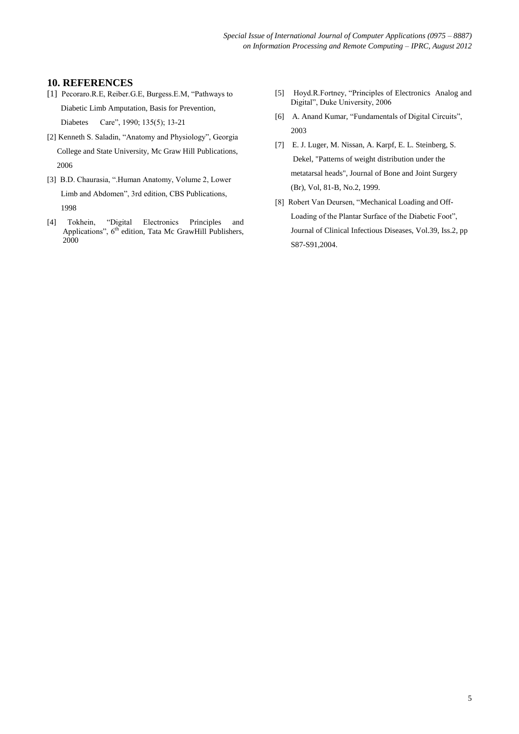## 10. REFERENCES

[1] Pecoraro.R.E, Reiber.G.E, Burgess.E.M, "Pathways to Diabetic Limb Amputation, Basis for Prevention, Diabetes Care", 1990; 135(5); 13-21

[2] Kenneth S. Saladin, "Anatomy and Physiology", Georgia College and State University, Mc Graw Hill Publications, 2006

[3] B.D. Chaurasia, ".Human Anatomy, Volume 2, Lower Limb and Abdomen", 3rd edition, CBS Publications, 1998

[4] Tokhein, "Digital Electronics Principles and Applications", 6th edition, Tata Mc GrawHill Publishers, 2000

[5] Hoyd.R.Fortney, "Principles of Electronics Analog and Digital", Duke University, 2006

[6] A. Anand Kumar, "Fundamentals of Digital Circuits", 2003

[7] E. J. Luger, M. Nissan, A. Karpf, E. L. Steinberg, S. Dekel, "Patterns of weight distribution under the metatarsal heads", Journal of Bone and Joint Surgery (Br), Vol, 81-B, No.2, 1999.

[8] Robert Van Deursen, "Mechanical Loading and Off-Loading of the Plantar Surface of the Diabetic Foot", Journal of Clinical Infectious Diseases, Vol.39, Iss.2, pp S87-S91,2004.